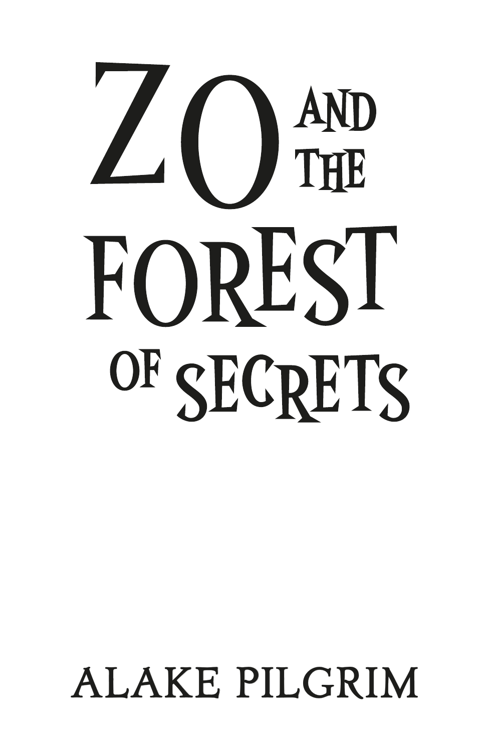# ZO AND THE FOREST OF SECRETS

ALAKE PILGRIM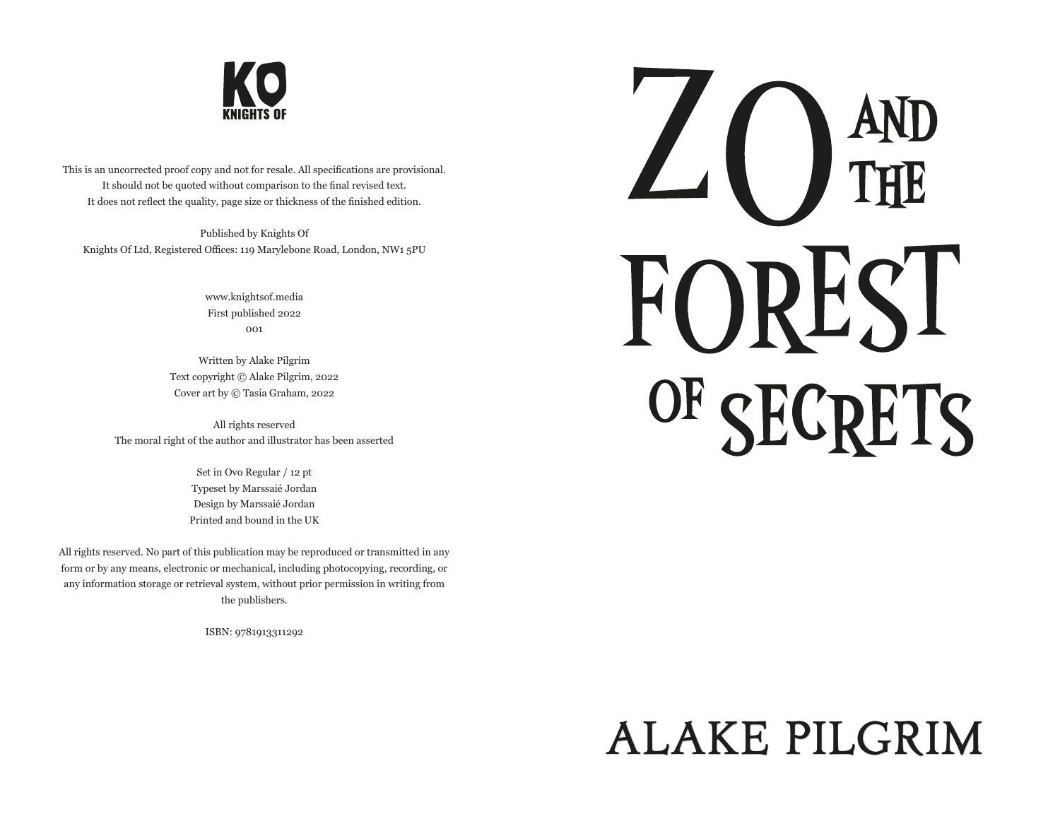KO
KNIGHTS OF

This is an uncorrected proof copy and not for resale. All specifications are provisional.
It should not be quoted without comparison to the final revised text.
It does not reflect the quality, page size or thickness of the finished edition.

Published by Knights Of
Knights Of Ltd, Registered Offices: 119 Marylebone Road, London, NW1 5PU

www.knightsof.media
First published 2022
001

Written by Alake Pilgrim
Text copyright © Alake Pilgrim, 2022
Cover art by © Tasia Graham, 2022

All rights reserved
The moral right of the author and illustrator has been asserted

Set in Ovo Regular / 12 pt
Typeset by Marssaié Jordan
Design by Marssaié Jordan
Printed and bound in the UK

All rights reserved. No part of this publication may be reproduced or transmitted in any form or by any means, electronic or mechanical, including photocopying, recording, or any information storage or retrieval system, without prior permission in writing from the publishers.

ISBN: 9781913311292

# ZO AND THE FOREST OF SECRETS

## ALAKE PILGRIM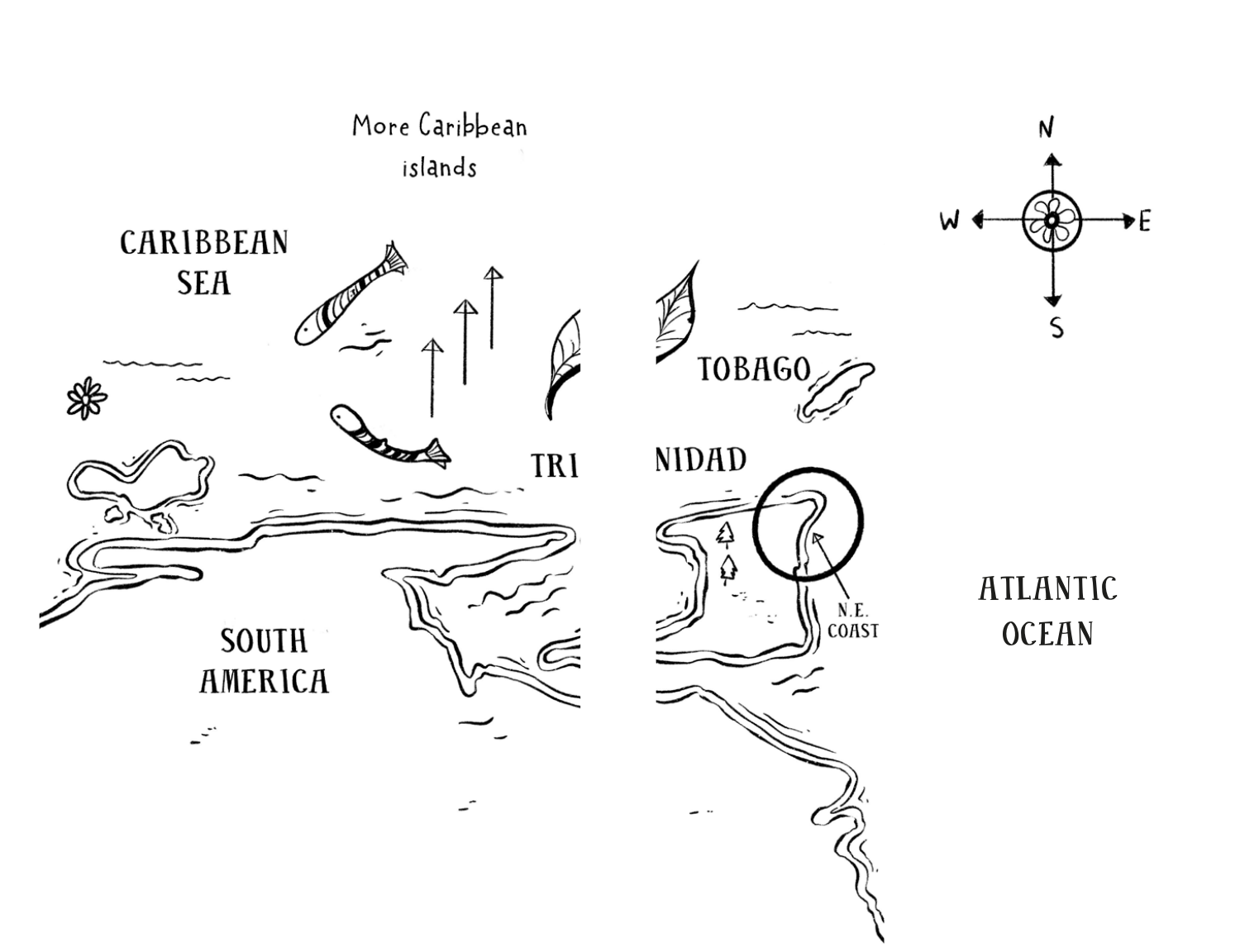More Caribbean islands

CARIBBEAN SEA

TOBAGO

TRINIDAD

N.E. COAST

SOUTH AMERICA

ATLANTIC OCEAN

N

W

E

S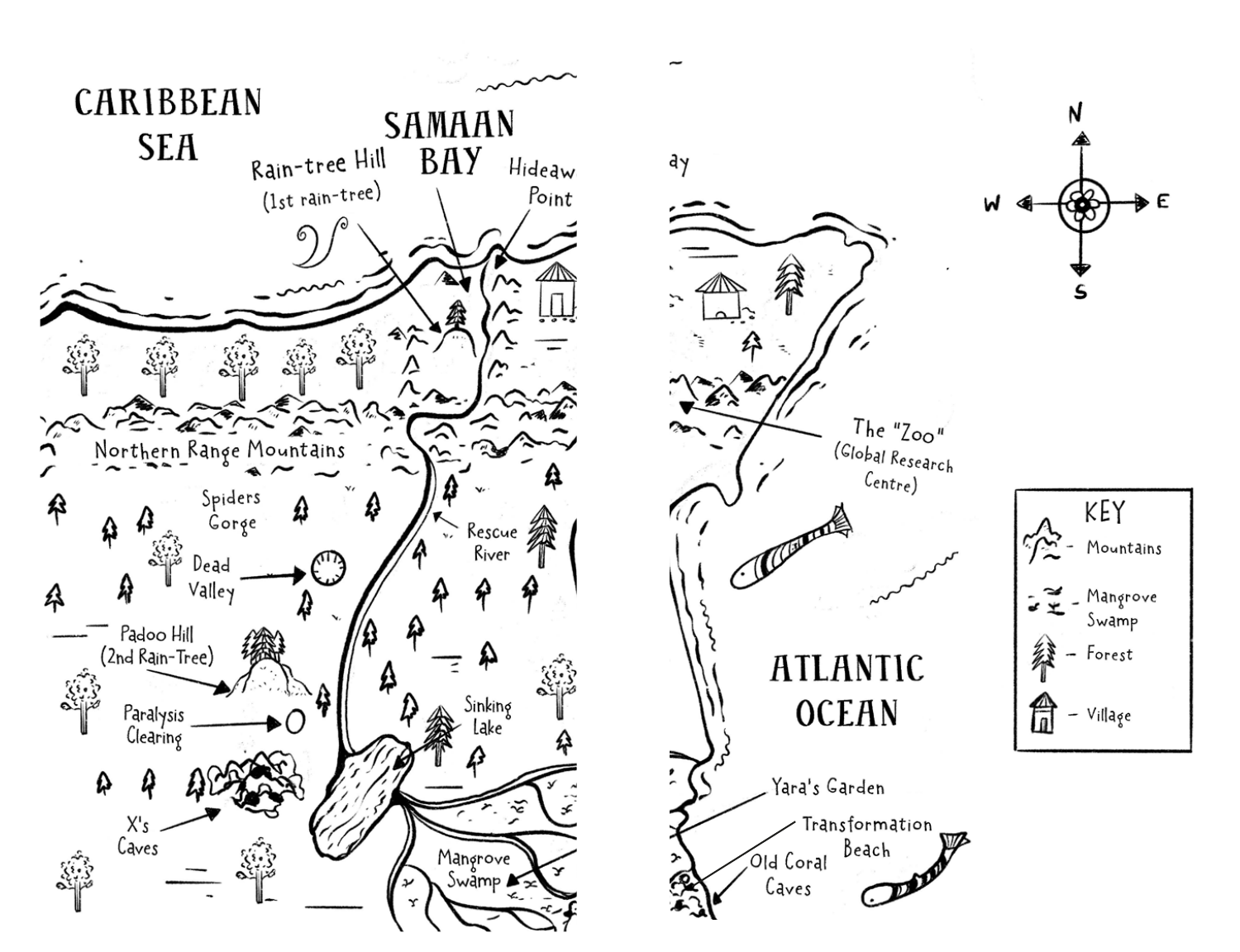CARIBBEAN SEA

SAMAAN BAY

Rain-tree Hill (1st rain-tree)

Hideaw Point

ay

N

W

E

S

Northern Range Mountains

The "Zoo" (Global Research Centre)

Spiders Gorge

Dead Valley

Rescue River

KEY

- Mountains
- Mangrove Swamp
- Forest
- Village

Padoo Hill (2nd Rain-Tree)

Paralysis Clearing

Sinking Lake

ATLANTIC OCEAN

X's Caves

Mangrove Swamp

Yara's Garden

Transformation Beach

Old Coral Caves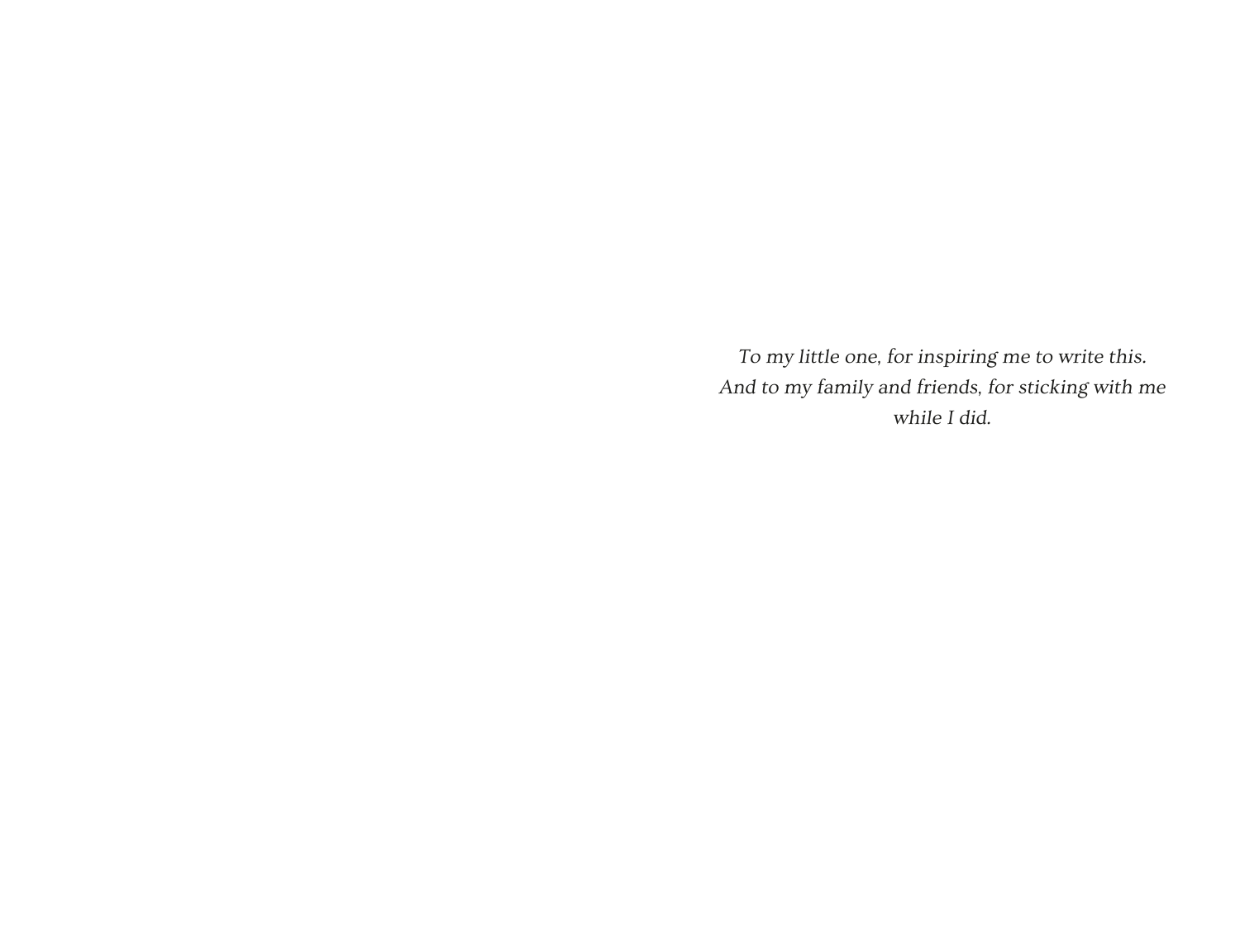*To my little one, for inspiring me to write this.*
*And to my family and friends, for sticking with me while I did.*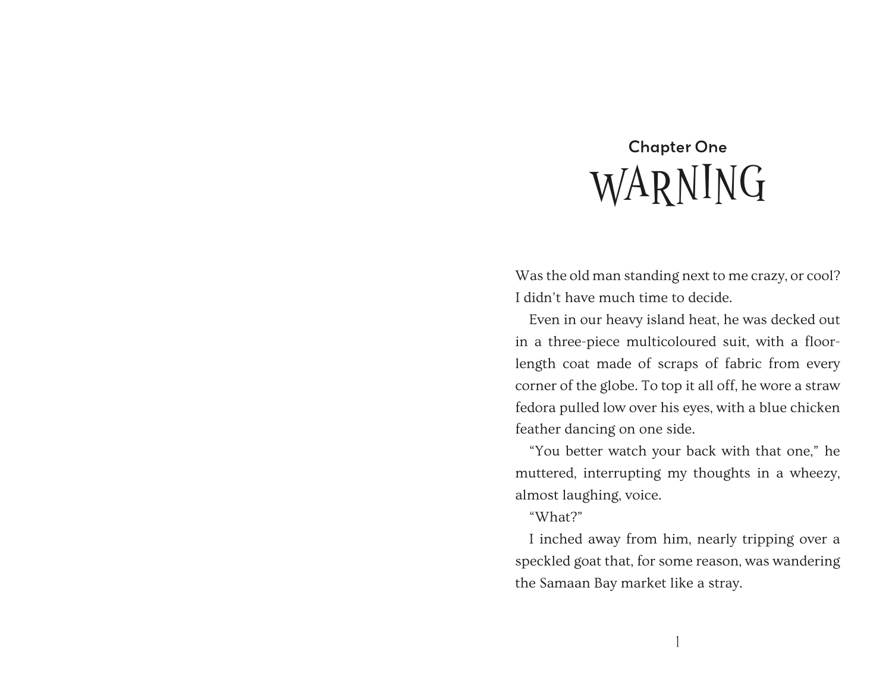## Chapter One

# WARNING

Was the old man standing next to me crazy, or cool? I didn't have much time to decide.

Even in our heavy island heat, he was decked out in a three-piece multicoloured suit, with a floor-length coat made of scraps of fabric from every corner of the globe. To top it all off, he wore a straw fedora pulled low over his eyes, with a blue chicken feather dancing on one side.

"You better watch your back with that one," he muttered, interrupting my thoughts in a wheezy, almost laughing, voice.

"What?"

I inched away from him, nearly tripping over a speckled goat that, for some reason, was wandering the Samaan Bay market like a stray.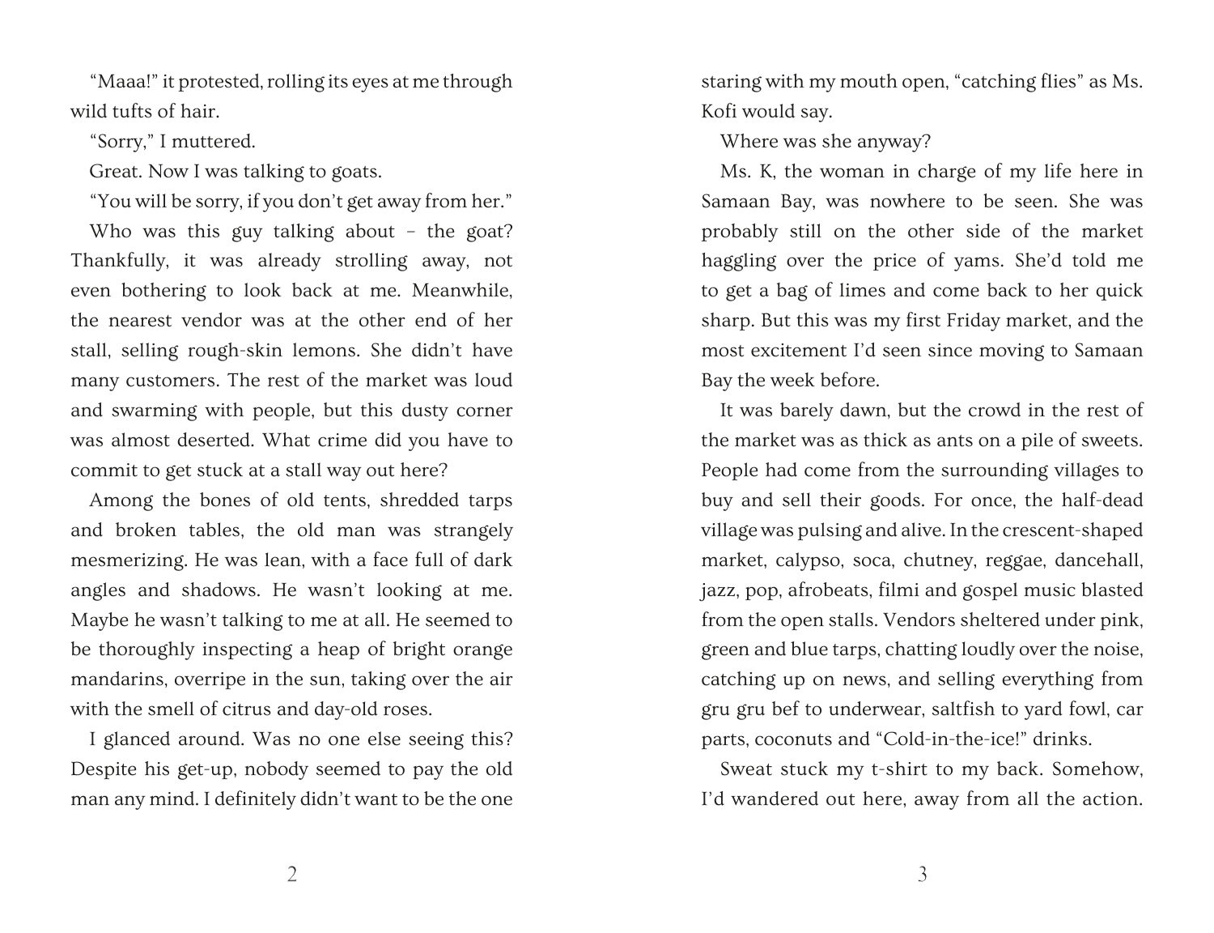"Maaa!" it protested, rolling its eyes at me through wild tufts of hair.

"Sorry," I muttered.

Great. Now I was talking to goats.

"You will be sorry, if you don't get away from her."

Who was this guy talking about – the goat? Thankfully, it was already strolling away, not even bothering to look back at me. Meanwhile, the nearest vendor was at the other end of her stall, selling rough-skin lemons. She didn't have many customers. The rest of the market was loud and swarming with people, but this dusty corner was almost deserted. What crime did you have to commit to get stuck at a stall way out here?

Among the bones of old tents, shredded tarps and broken tables, the old man was strangely mesmerizing. He was lean, with a face full of dark angles and shadows. He wasn't looking at me. Maybe he wasn't talking to me at all. He seemed to be thoroughly inspecting a heap of bright orange mandarins, overripe in the sun, taking over the air with the smell of citrus and day-old roses.

I glanced around. Was no one else seeing this? Despite his get-up, nobody seemed to pay the old man any mind. I definitely didn't want to be the one staring with my mouth open, "catching flies" as Ms. Kofi would say.

Where was she anyway?

Ms. K, the woman in charge of my life here in Samaan Bay, was nowhere to be seen. She was probably still on the other side of the market haggling over the price of yams. She'd told me to get a bag of limes and come back to her quick sharp. But this was my first Friday market, and the most excitement I'd seen since moving to Samaan Bay the week before.

It was barely dawn, but the crowd in the rest of the market was as thick as ants on a pile of sweets. People had come from the surrounding villages to buy and sell their goods. For once, the half-dead village was pulsing and alive. In the crescent-shaped market, calypso, soca, chutney, reggae, dancehall, jazz, pop, afrobeats, filmi and gospel music blasted from the open stalls. Vendors sheltered under pink, green and blue tarps, chatting loudly over the noise, catching up on news, and selling everything from gru gru bef to underwear, saltfish to yard fowl, car parts, coconuts and "Cold-in-the-ice!" drinks.

Sweat stuck my t-shirt to my back. Somehow, I'd wandered out here, away from all the action.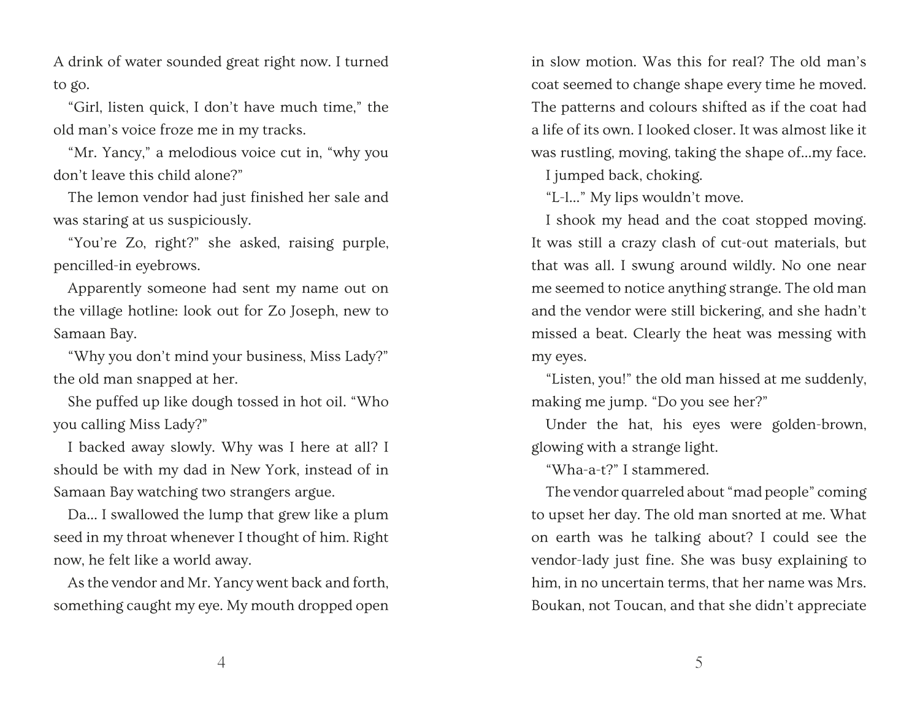A drink of water sounded great right now. I turned to go.

"Girl, listen quick, I don't have much time," the old man's voice froze me in my tracks.

"Mr. Yancy," a melodious voice cut in, "why you don't leave this child alone?"

The lemon vendor had just finished her sale and was staring at us suspiciously.

"You're Zo, right?" she asked, raising purple, pencilled-in eyebrows.

Apparently someone had sent my name out on the village hotline: look out for Zo Joseph, new to Samaan Bay.

"Why you don't mind your business, Miss Lady?" the old man snapped at her.

She puffed up like dough tossed in hot oil. "Who you calling Miss Lady?"

I backed away slowly. Why was I here at all? I should be with my dad in New York, instead of in Samaan Bay watching two strangers argue.

Da... I swallowed the lump that grew like a plum seed in my throat whenever I thought of him. Right now, he felt like a world away.

As the vendor and Mr. Yancy went back and forth, something caught my eye. My mouth dropped open in slow motion. Was this for real? The old man's coat seemed to change shape every time he moved. The patterns and colours shifted as if the coat had a life of its own. I looked closer. It was almost like it was rustling, moving, taking the shape of...my face.

I jumped back, choking.

"L-I..." My lips wouldn't move.

I shook my head and the coat stopped moving. It was still a crazy clash of cut-out materials, but that was all. I swung around wildly. No one near me seemed to notice anything strange. The old man and the vendor were still bickering, and she hadn't missed a beat. Clearly the heat was messing with my eyes.

"Listen, you!" the old man hissed at me suddenly, making me jump. "Do you see her?"

Under the hat, his eyes were golden-brown, glowing with a strange light.

"Wha-a-t?" I stammered.

The vendor quarreled about "mad people" coming to upset her day. The old man snorted at me. What on earth was he talking about? I could see the vendor-lady just fine. She was busy explaining to him, in no uncertain terms, that her name was Mrs. Boukan, not Toucan, and that she didn't appreciate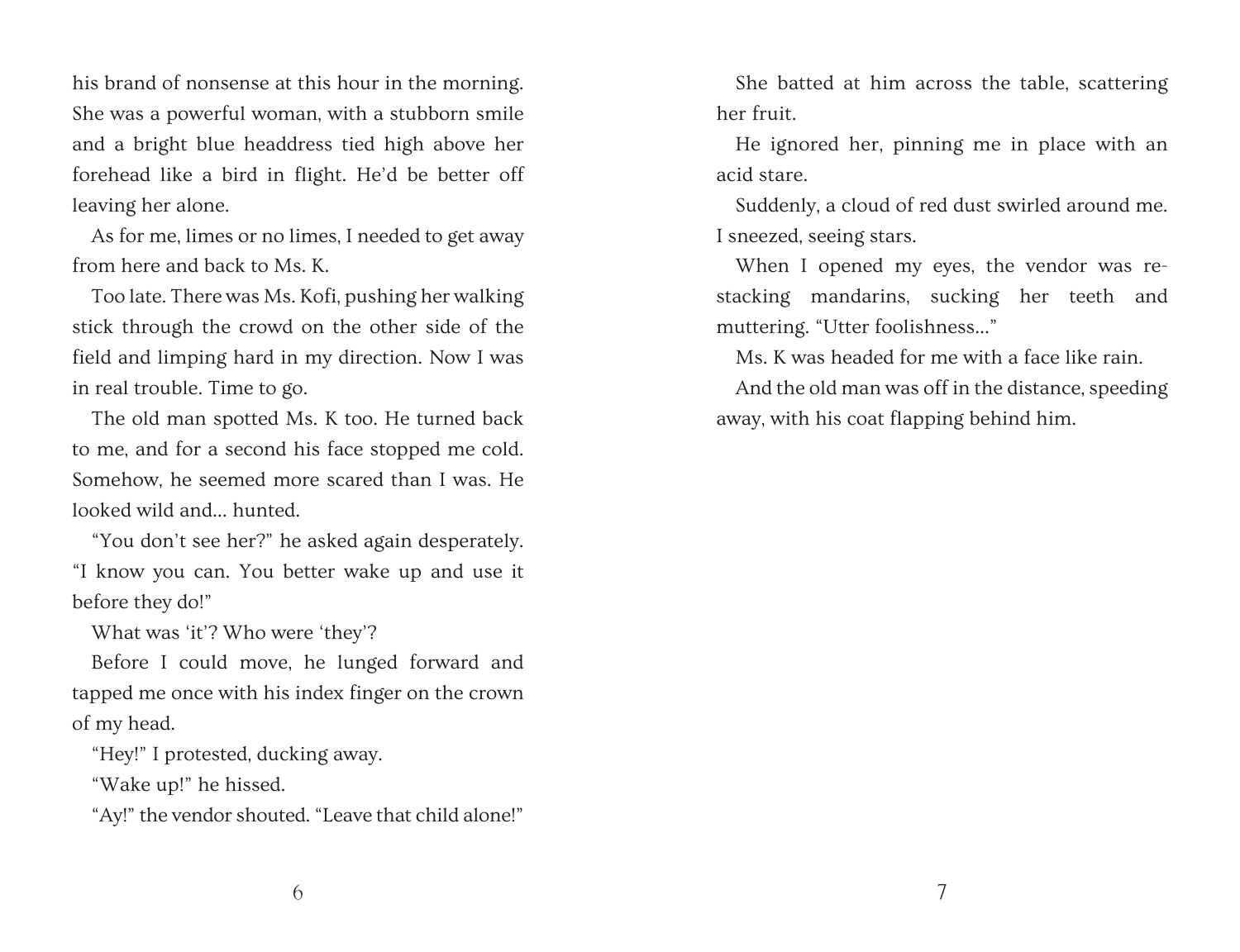his brand of nonsense at this hour in the morning. She was a powerful woman, with a stubborn smile and a bright blue headdress tied high above her forehead like a bird in flight. He'd be better off leaving her alone.

As for me, limes or no limes, I needed to get away from here and back to Ms. K.

Too late. There was Ms. Kofi, pushing her walking stick through the crowd on the other side of the field and limping hard in my direction. Now I was in real trouble. Time to go.

The old man spotted Ms. K too. He turned back to me, and for a second his face stopped me cold. Somehow, he seemed more scared than I was. He looked wild and… hunted.

"You don't see her?" he asked again desperately. "I know you can. You better wake up and use it before they do!"

What was 'it'? Who were 'they'?

Before I could move, he lunged forward and tapped me once with his index finger on the crown of my head.

"Hey!" I protested, ducking away.

"Wake up!" he hissed.

"Ay!" the vendor shouted. "Leave that child alone!"

She batted at him across the table, scattering her fruit.

He ignored her, pinning me in place with an acid stare.

Suddenly, a cloud of red dust swirled around me. I sneezed, seeing stars.

When I opened my eyes, the vendor was re-stacking mandarins, sucking her teeth and muttering. "Utter foolishness…"

Ms. K was headed for me with a face like rain.

And the old man was off in the distance, speeding away, with his coat flapping behind him.